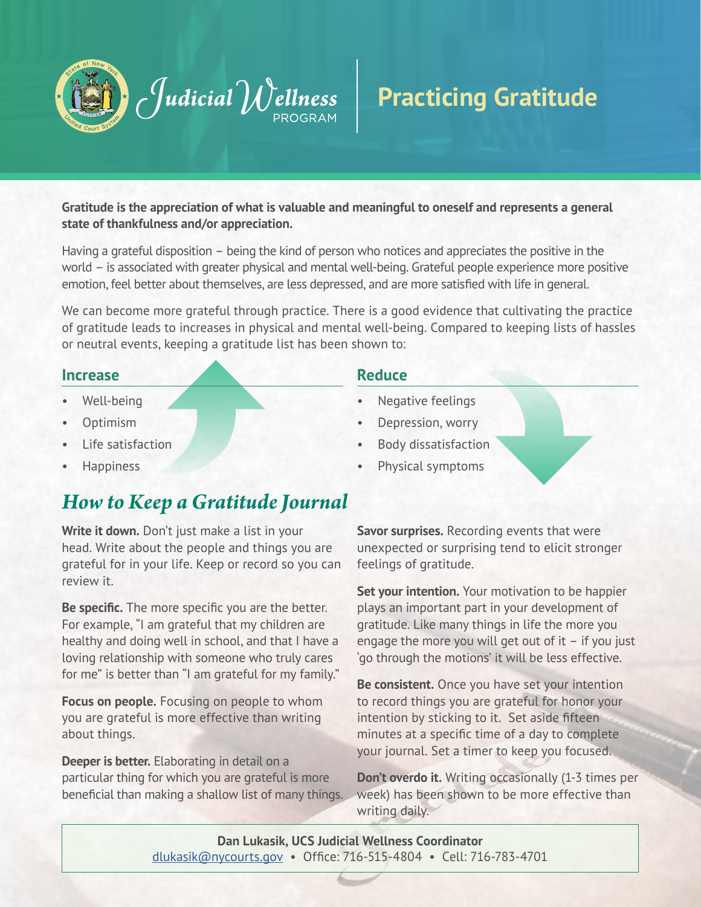Judicial Wellness PROGRAM

# Practicing Gratitude

**Gratitude is the appreciation of what is valuable and meaningful to oneself and represents a general state of thankfulness and/or appreciation.**

Having a grateful disposition – being the kind of person who notices and appreciates the positive in the world – is associated with greater physical and mental well-being. Grateful people experience more positive emotion, feel better about themselves, are less depressed, and are more satisfied with life in general.

We can become more grateful through practice. There is a good evidence that cultivating the practice of gratitude leads to increases in physical and mental well-being. Compared to keeping lists of hassles or neutral events, keeping a gratitude list has been shown to:

### Increase

- Well-being
- Optimism
- Life satisfaction
- Happiness

### Reduce

- Negative feelings
- Depression, worry
- Body dissatisfaction
- Physical symptoms

## *How to Keep a Gratitude Journal*

**Write it down.** Don't just make a list in your head. Write about the people and things you are grateful for in your life. Keep or record so you can review it.

**Be specific.** The more specific you are the better. For example, "I am grateful that my children are healthy and doing well in school, and that I have a loving relationship with someone who truly cares for me" is better than "I am grateful for my family."

**Focus on people.** Focusing on people to whom you are grateful is more effective than writing about things.

**Deeper is better.** Elaborating in detail on a particular thing for which you are grateful is more beneficial than making a shallow list of many things.

**Savor surprises.** Recording events that were unexpected or surprising tend to elicit stronger feelings of gratitude.

**Set your intention.** Your motivation to be happier plays an important part in your development of gratitude. Like many things in life the more you engage the more you will get out of it – if you just 'go through the motions' it will be less effective.

**Be consistent.** Once you have set your intention to record things you are grateful for honor your intention by sticking to it. Set aside fifteen minutes at a specific time of a day to complete your journal. Set a timer to keep you focused.

**Don't overdo it.** Writing occasionally (1-3 times per week) has been shown to be more effective than writing daily.

**Dan Lukasik, UCS Judicial Wellness Coordinator**
dlukasik@nycourts.gov • Office: 716-515-4804 • Cell: 716-783-4701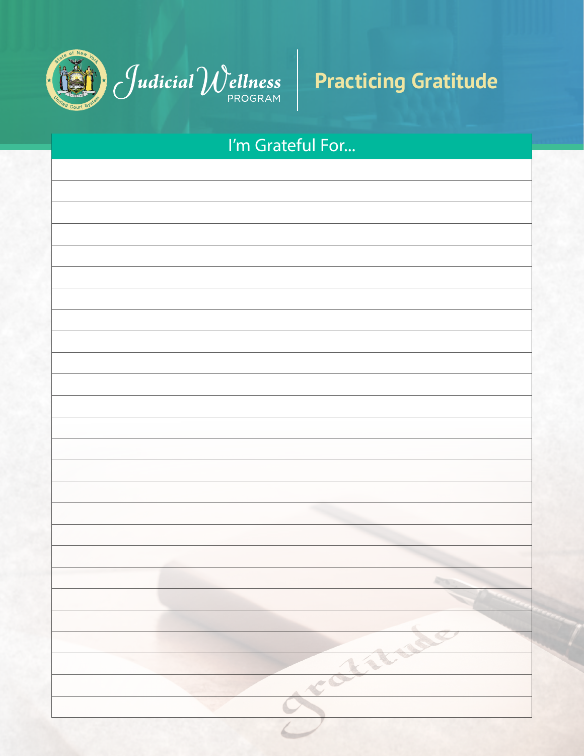Judicial Wellness PROGRAM

# Practicing Gratitude

| I'm Grateful For... |
|---|
| |
| |
| |
| |
| |
| |
| |
| |
| |
| |
| |
| |
| |
| |
| |
| |
| |
| |
| |
| |
| |
| |
| |
| |
| |